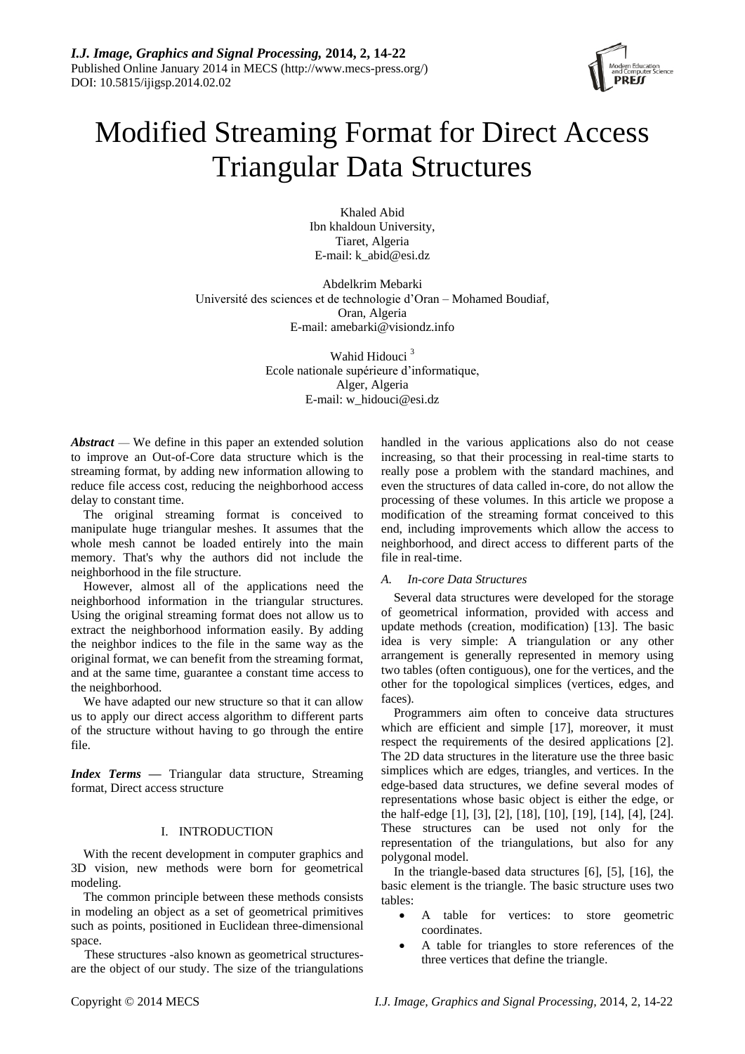# Modified Streaming Format for Direct Access Triangular Data Structures

Khaled Abid
Ibn khaldoun University,
Tiaret, Algeria
E-mail: k_abid@esi.dz

Abdelkrim Mebarki
Université des sciences et de technologie d'Oran – Mohamed Boudiaf,
Oran, Algeria
E-mail: amebarki@visiondz.info

Wahid Hidouci [3]
Ecole nationale supérieure d'informatique,
Alger, Algeria
E-mail: w_hidouci@esi.dz

***Abstract*** — We define in this paper an extended solution to improve an Out-of-Core data structure which is the streaming format, by adding new information allowing to reduce file access cost, reducing the neighborhood access delay to constant time.

The original streaming format is conceived to manipulate huge triangular meshes. It assumes that the whole mesh cannot be loaded entirely into the main memory. That's why the authors did not include the neighborhood in the file structure.

However, almost all of the applications need the neighborhood information in the triangular structures. Using the original streaming format does not allow us to extract the neighborhood information easily. By adding the neighbor indices to the file in the same way as the original format, we can benefit from the streaming format, and at the same time, guarantee a constant time access to the neighborhood.

We have adapted our new structure so that it can allow us to apply our direct access algorithm to different parts of the structure without having to go through the entire file.

***Index Terms*** — Triangular data structure, Streaming format, Direct access structure

## I. INTRODUCTION

With the recent development in computer graphics and 3D vision, new methods were born for geometrical modeling.

The common principle between these methods consists in modeling an object as a set of geometrical primitives such as points, positioned in Euclidean three-dimensional space.

These structures -also known as geometrical structures- are the object of our study. The size of the triangulations handled in the various applications also do not cease increasing, so that their processing in real-time starts to really pose a problem with the standard machines, and even the structures of data called in-core, do not allow the processing of these volumes. In this article we propose a modification of the streaming format conceived to this end, including improvements which allow the access to neighborhood, and direct access to different parts of the file in real-time.

### *A. In-core Data Structures*

Several data structures were developed for the storage of geometrical information, provided with access and update methods (creation, modification) [13]. The basic idea is very simple: A triangulation or any other arrangement is generally represented in memory using two tables (often contiguous), one for the vertices, and the other for the topological simplices (vertices, edges, and faces).

Programmers aim often to conceive data structures which are efficient and simple [17], moreover, it must respect the requirements of the desired applications [2]. The 2D data structures in the literature use the three basic simplices which are edges, triangles, and vertices. In the edge-based data structures, we define several modes of representations whose basic object is either the edge, or the half-edge [1], [3], [2], [18], [10], [19], [14], [4], [24]. These structures can be used not only for the representation of the triangulations, but also for any polygonal model.

In the triangle-based data structures [6], [5], [16], the basic element is the triangle. The basic structure uses two tables:

- A table for vertices: to store geometric coordinates.
- A table for triangles to store references of the three vertices that define the triangle.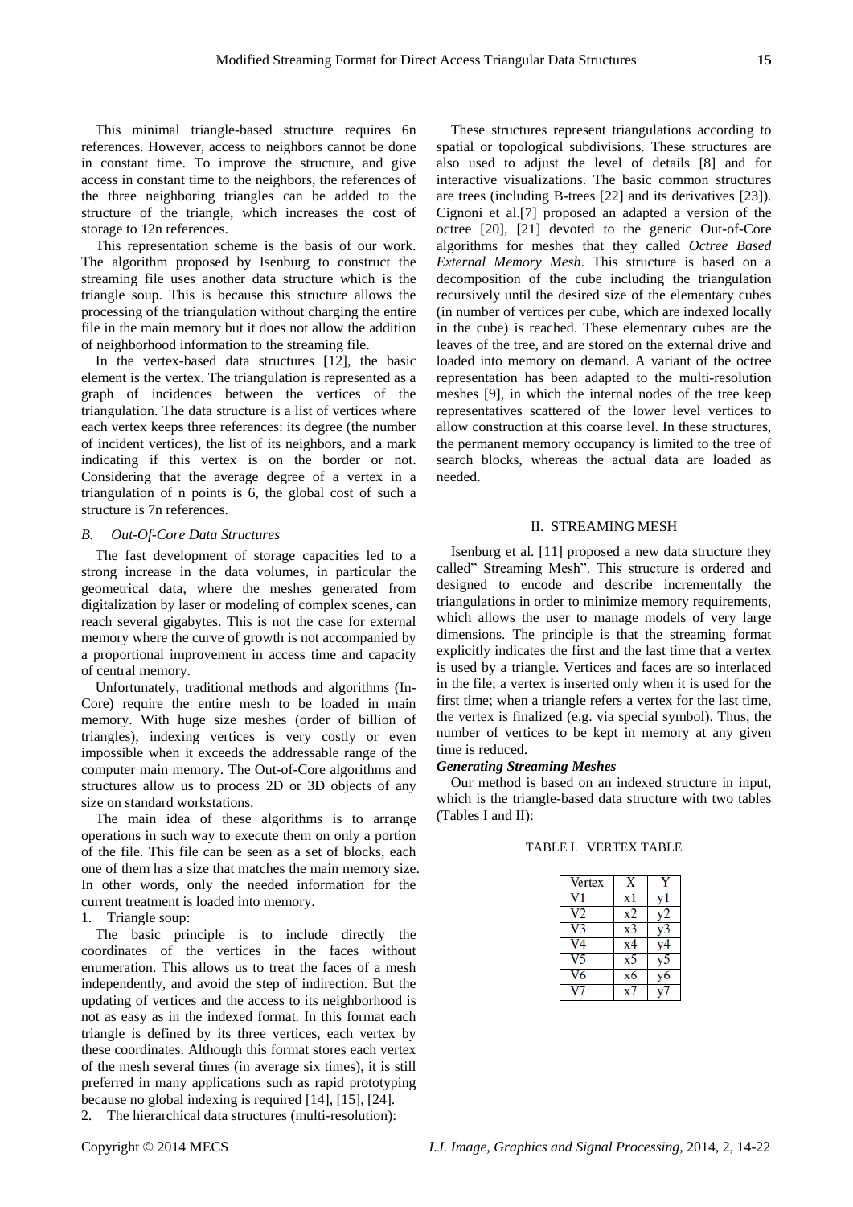This minimal triangle-based structure requires 6n references. However, access to neighbors cannot be done in constant time. To improve the structure, and give access in constant time to the neighbors, the references of the three neighboring triangles can be added to the structure of the triangle, which increases the cost of storage to 12n references.

This representation scheme is the basis of our work. The algorithm proposed by Isenburg to construct the streaming file uses another data structure which is the triangle soup. This is because this structure allows the processing of the triangulation without charging the entire file in the main memory but it does not allow the addition of neighborhood information to the streaming file.

In the vertex-based data structures [12], the basic element is the vertex. The triangulation is represented as a graph of incidences between the vertices of the triangulation. The data structure is a list of vertices where each vertex keeps three references: its degree (the number of incident vertices), the list of its neighbors, and a mark indicating if this vertex is on the border or not. Considering that the average degree of a vertex in a triangulation of n points is 6, the global cost of such a structure is 7n references.

### *B. Out-Of-Core Data Structures*

The fast development of storage capacities led to a strong increase in the data volumes, in particular the geometrical data, where the meshes generated from digitalization by laser or modeling of complex scenes, can reach several gigabytes. This is not the case for external memory where the curve of growth is not accompanied by a proportional improvement in access time and capacity of central memory.

Unfortunately, traditional methods and algorithms (In-Core) require the entire mesh to be loaded in main memory. With huge size meshes (order of billion of triangles), indexing vertices is very costly or even impossible when it exceeds the addressable range of the computer main memory. The Out-of-Core algorithms and structures allow us to process 2D or 3D objects of any size on standard workstations.

The main idea of these algorithms is to arrange operations in such way to execute them on only a portion of the file. This file can be seen as a set of blocks, each one of them has a size that matches the main memory size. In other words, only the needed information for the current treatment is loaded into memory.

1. Triangle soup:

The basic principle is to include directly the coordinates of the vertices in the faces without enumeration. This allows us to treat the faces of a mesh independently, and avoid the step of indirection. But the updating of vertices and the access to its neighborhood is not as easy as in the indexed format. In this format each triangle is defined by its three vertices, each vertex by these coordinates. Although this format stores each vertex of the mesh several times (in average six times), it is still preferred in many applications such as rapid prototyping because no global indexing is required [14], [15], [24].

2. The hierarchical data structures (multi-resolution):

These structures represent triangulations according to spatial or topological subdivisions. These structures are also used to adjust the level of details [8] and for interactive visualizations. The basic common structures are trees (including B-trees [22] and its derivatives [23]). Cignoni et al.[7] proposed an adapted a version of the octree [20], [21] devoted to the generic Out-of-Core algorithms for meshes that they called *Octree Based External Memory Mesh*. This structure is based on a decomposition of the cube including the triangulation recursively until the desired size of the elementary cubes (in number of vertices per cube, which are indexed locally in the cube) is reached. These elementary cubes are the leaves of the tree, and are stored on the external drive and loaded into memory on demand. A variant of the octree representation has been adapted to the multi-resolution meshes [9], in which the internal nodes of the tree keep representatives scattered of the lower level vertices to allow construction at this coarse level. In these structures, the permanent memory occupancy is limited to the tree of search blocks, whereas the actual data are loaded as needed.

## II. STREAMING MESH

Isenburg et al. [11] proposed a new data structure they called" Streaming Mesh". This structure is ordered and designed to encode and describe incrementally the triangulations in order to minimize memory requirements, which allows the user to manage models of very large dimensions. The principle is that the streaming format explicitly indicates the first and the last time that a vertex is used by a triangle. Vertices and faces are so interlaced in the file; a vertex is inserted only when it is used for the first time; when a triangle refers a vertex for the last time, the vertex is finalized (e.g. via special symbol). Thus, the number of vertices to be kept in memory at any given time is reduced.

***Generating Streaming Meshes***

Our method is based on an indexed structure in input, which is the triangle-based data structure with two tables (Tables I and II):

TABLE I. VERTEX TABLE

| Vertex | X | Y |
|---|---|---|
| V1 | x1 | y1 |
| V2 | x2 | y2 |
| V3 | x3 | y3 |
| V4 | x4 | y4 |
| V5 | x5 | y5 |
| V6 | x6 | y6 |
| V7 | x7 | y7 |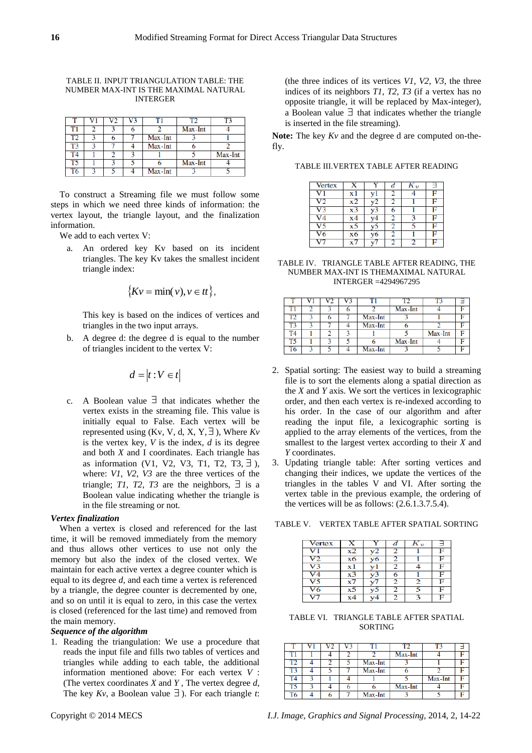TABLE II. INPUT TRIANGULATION TABLE: THE NUMBER MAX-INT IS THE MAXIMAL NATURAL INTERGER

| T | V1 | V2 | V3 | T1 | T2 | T3 |
|---|---|---|---|---|---|---|
| T1 | 2 | 3 | 6 | 2 | Max-Int | 4 |
| T2 | 3 | 6 | 7 | Max-Int | 3 | 1 |
| T3 | 3 | 7 | 4 | Max-Int | 6 | 2 |
| T4 | 1 | 2 | 3 | 1 | 5 | Max-Int |
| T5 | 1 | 3 | 5 | 6 | Max-Int | 4 |
| T6 | 3 | 5 | 4 | Max-Int | 3 | 5 |

To construct a Streaming file we must follow some steps in which we need three kinds of information: the vertex layout, the triangle layout, and the finalization information.

We add to each vertex V:

a. An ordered key Kv based on its incident triangles. The key Kv takes the smallest incident triangle index:

$$\{Kv = \min(v), v \in tt\},$$

This key is based on the indices of vertices and triangles in the two input arrays.

b. A degree d: the degree d is equal to the number of triangles incident to the vertex V:

$$d = |t : V \in t|$$

c. A Boolean value ∃ that indicates whether the vertex exists in the streaming file. This value is initially equal to False. Each vertex will be represented using (Kv, V, d, X, Y, ∃), Where *Kv* is the vertex key, *V* is the index, *d* is its degree and both *X* and I coordinates. Each triangle has as information (V1, V2, V3, T1, T2, T3, ∃), where: *V1*, *V2*, *V3* are the three vertices of the triangle; *T1*, *T2*, *T3* are the neighbors, ∃ is a Boolean value indicating whether the triangle is in the file streaming or not.

***Vertex finalization***

When a vertex is closed and referenced for the last time, it will be removed immediately from the memory and thus allows other vertices to use not only the memory but also the index of the closed vertex. We maintain for each active vertex a degree counter which is equal to its degree *d*, and each time a vertex is referenced by a triangle, the degree counter is decremented by one, and so on until it is equal to zero, in this case the vertex is closed (referenced for the last time) and removed from the main memory.

***Sequence of the algorithm***

1. Reading the triangulation: We use a procedure that reads the input file and fills two tables of vertices and triangles while adding to each table, the additional information mentioned above: For each vertex *V* : (The vertex coordinates *X* and *Y* , The vertex degree *d*, The key *Kv*, a Boolean value ∃). For each triangle *t*: (the three indices of its vertices *V1*, *V2*, *V3*, the three indices of its neighbors *T1*, *T2*, *T3* (if a vertex has no opposite triangle, it will be replaced by Max-integer), a Boolean value ∃ that indicates whether the triangle is inserted in the file streaming).

**Note:** The key *Kv* and the degree d are computed on-the-fly.

TABLE III.VERTEX TABLE AFTER READING

| Vertex | X | Y | $d$ | $K_v$ | ∃ |
|---|---|---|---|---|---|
| V1 | x1 | y1 | 2 | 4 | F |
| V2 | x2 | y2 | 2 | 1 | F |
| V3 | x3 | y3 | 6 | 1 | F |
| V4 | x4 | y4 | 2 | 3 | F |
| V5 | x5 | y5 | 2 | 5 | F |
| V6 | x6 | y6 | 2 | 1 | F |
| V7 | x7 | y7 | 2 | 2 | F |

TABLE IV. TRIANGLE TABLE AFTER READING, THE NUMBER MAX-INT IS THEMAXIMAL NATURAL INTERGER =4294967295

| T | V1 | V2 | V3 | T1 | T2 | T3 | ∃ |
|---|---|---|---|---|---|---|---|
| T1 | 2 | 3 | 6 | 2 | Max-Int | 4 | F |
| T2 | 3 | 6 | 7 | Max-Int | 3 | 1 | F |
| T3 | 3 | 7 | 4 | Max-Int | 6 | 2 | F |
| T4 | 1 | 2 | 3 | 1 | 5 | Max-Int | F |
| T5 | 1 | 3 | 5 | 6 | Max-Int | 4 | F |
| T6 | 3 | 5 | 4 | Max-Int | 3 | 5 | F |

2. Spatial sorting: The easiest way to build a streaming file is to sort the elements along a spatial direction as the *X* and *Y* axis. We sort the vertices in lexicographic order, and then each vertex is re-indexed according to his order. In the case of our algorithm and after reading the input file, a lexicographic sorting is applied to the array elements of the vertices, from the smallest to the largest vertex according to their *X* and *Y* coordinates.
3. Updating triangle table: After sorting vertices and changing their indices, we update the vertices of the triangles in the tables V and VI. After sorting the vertex table in the previous example, the ordering of the vertices will be as follows: (2.6.1.3.7.5.4).

TABLE V. VERTEX TABLE AFTER SPATIAL SORTING

| Vertex | X | Y | $d$ | $K_v$ | ∃ |
|---|---|---|---|---|---|
| V1 | x2 | y2 | 2 | 1 | F |
| V2 | x6 | y6 | 2 | 1 | F |
| V3 | x1 | y1 | 2 | 4 | F |
| V4 | x3 | y3 | 6 | 1 | F |
| V5 | x7 | y7 | 2 | 2 | F |
| V6 | x5 | y5 | 2 | 5 | F |
| V7 | x4 | y4 | 2 | 3 | F |

TABLE VI. TRIANGLE TABLE AFTER SPATIAL SORTING

| T | V1 | V2 | V3 | T1 | T2 | T3 | ∃ |
|---|---|---|---|---|---|---|---|
| T1 | 1 | 4 | 2 | 2 | Max-Int | 4 | F |
| T2 | 4 | 2 | 5 | Max-Int | 3 | 1 | F |
| T3 | 4 | 5 | 7 | Max-Int | 6 | 2 | F |
| T4 | 3 | 1 | 4 | 1 | 5 | Max-Int | F |
| T5 | 3 | 4 | 6 | 6 | Max-Int | 4 | F |
| T6 | 4 | 6 | 7 | Max-Int | 3 | 5 | F |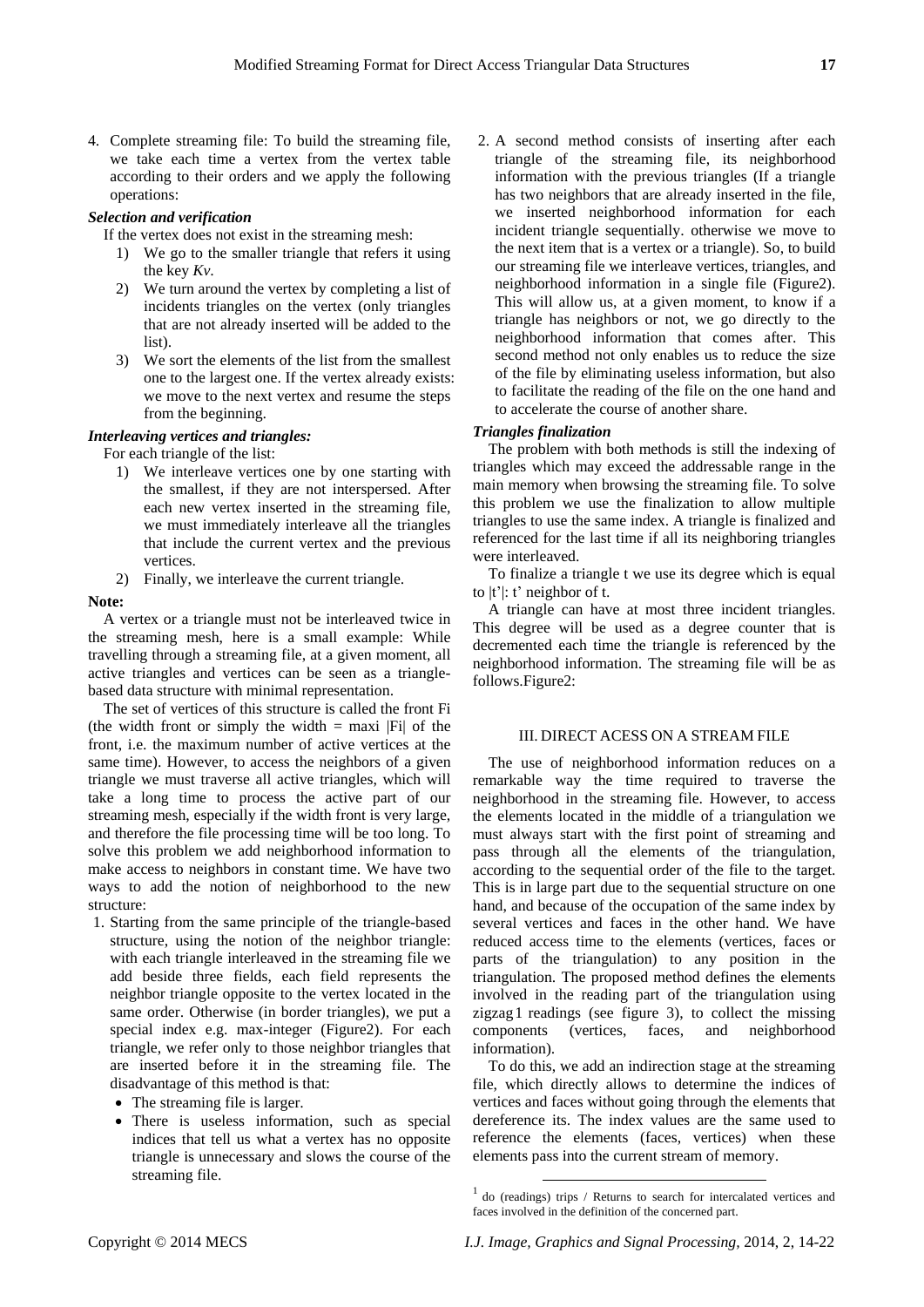4. Complete streaming file: To build the streaming file, we take each time a vertex from the vertex table according to their orders and we apply the following operations:

***Selection and verification***

If the vertex does not exist in the streaming mesh:

1) We go to the smaller triangle that refers it using the key *Kv*.
2) We turn around the vertex by completing a list of incidents triangles on the vertex (only triangles that are not already inserted will be added to the list).
3) We sort the elements of the list from the smallest one to the largest one. If the vertex already exists: we move to the next vertex and resume the steps from the beginning.

***Interleaving vertices and triangles:***

For each triangle of the list:

1) We interleave vertices one by one starting with the smallest, if they are not interspersed. After each new vertex inserted in the streaming file, we must immediately interleave all the triangles that include the current vertex and the previous vertices.
2) Finally, we interleave the current triangle.

**Note:**

A vertex or a triangle must not be interleaved twice in the streaming mesh, here is a small example: While travelling through a streaming file, at a given moment, all active triangles and vertices can be seen as a triangle-based data structure with minimal representation.

The set of vertices of this structure is called the front Fi (the width front or simply the width = maxi |Fi| of the front, i.e. the maximum number of active vertices at the same time). However, to access the neighbors of a given triangle we must traverse all active triangles, which will take a long time to process the active part of our streaming mesh, especially if the width front is very large, and therefore the file processing time will be too long. To solve this problem we add neighborhood information to make access to neighbors in constant time. We have two ways to add the notion of neighborhood to the new structure:

1. Starting from the same principle of the triangle-based structure, using the notion of the neighbor triangle: with each triangle interleaved in the streaming file we add beside three fields, each field represents the neighbor triangle opposite to the vertex located in the same order. Otherwise (in border triangles), we put a special index e.g. max-integer (Figure2). For each triangle, we refer only to those neighbor triangles that are inserted before it in the streaming file. The disadvantage of this method is that:
   - The streaming file is larger.
   - There is useless information, such as special indices that tell us what a vertex has no opposite triangle is unnecessary and slows the course of the streaming file.
2. A second method consists of inserting after each triangle of the streaming file, its neighborhood information with the previous triangles (If a triangle has two neighbors that are already inserted in the file, we inserted neighborhood information for each incident triangle sequentially. otherwise we move to the next item that is a vertex or a triangle). So, to build our streaming file we interleave vertices, triangles, and neighborhood information in a single file (Figure2). This will allow us, at a given moment, to know if a triangle has neighbors or not, we go directly to the neighborhood information that comes after. This second method not only enables us to reduce the size of the file by eliminating useless information, but also to facilitate the reading of the file on the one hand and to accelerate the course of another share.

***Triangles finalization***

The problem with both methods is still the indexing of triangles which may exceed the addressable range in the main memory when browsing the streaming file. To solve this problem we use the finalization to allow multiple triangles to use the same index. A triangle is finalized and referenced for the last time if all its neighboring triangles were interleaved.

To finalize a triangle t we use its degree which is equal to |t'|: t' neighbor of t.

A triangle can have at most three incident triangles. This degree will be used as a degree counter that is decremented each time the triangle is referenced by the neighborhood information. The streaming file will be as follows.Figure2:

## III. DIRECT ACESS ON A STREAM FILE

The use of neighborhood information reduces on a remarkable way the time required to traverse the neighborhood in the streaming file. However, to access the elements located in the middle of a triangulation we must always start with the first point of streaming and pass through all the elements of the triangulation, according to the sequential order of the file to the target. This is in large part due to the sequential structure on one hand, and because of the occupation of the same index by several vertices and faces in the other hand. We have reduced access time to the elements (vertices, faces or parts of the triangulation) to any position in the triangulation. The proposed method defines the elements involved in the reading part of the triangulation using zigzag[1] readings (see figure 3), to collect the missing components (vertices, faces, and neighborhood information).

To do this, we add an indirection stage at the streaming file, which directly allows to determine the indices of vertices and faces without going through the elements that dereference its. The index values are the same used to reference the elements (faces, vertices) when these elements pass into the current stream of memory.

[1] do (readings) trips / Returns to search for intercalated vertices and faces involved in the definition of the concerned part.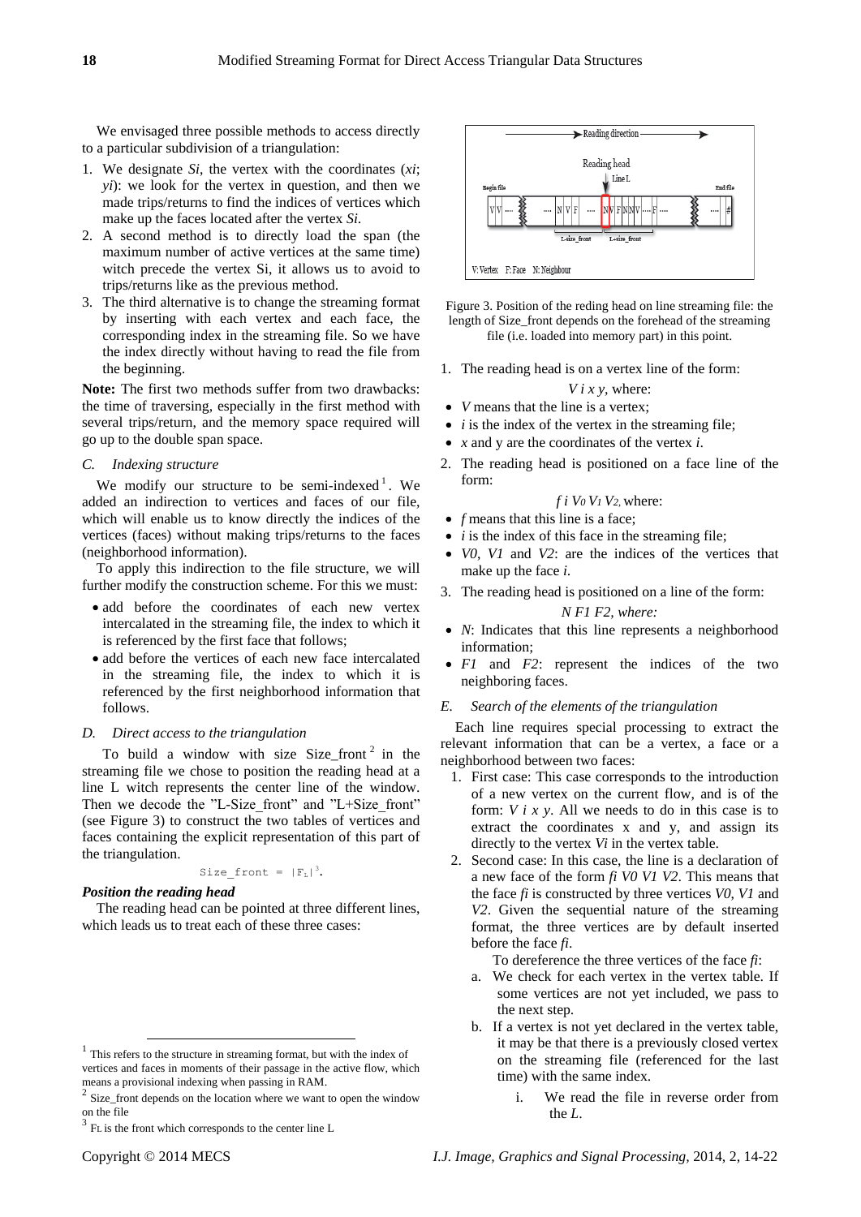We envisaged three possible methods to access directly to a particular subdivision of a triangulation:

1. We designate *Si*, the vertex with the coordinates (*xi*; *yi*): we look for the vertex in question, and then we made trips/returns to find the indices of vertices which make up the faces located after the vertex *Si*.
2. A second method is to directly load the span (the maximum number of active vertices at the same time) witch precede the vertex Si, it allows us to avoid to trips/returns like as the previous method.
3. The third alternative is to change the streaming format by inserting with each vertex and each face, the corresponding index in the streaming file. So we have the index directly without having to read the file from the beginning.

**Note:** The first two methods suffer from two drawbacks: the time of traversing, especially in the first method with several trips/return, and the memory space required will go up to the double span space.

### *C. Indexing structure*

We modify our structure to be semi-indexed[1]. We added an indirection to vertices and faces of our file, which will enable us to know directly the indices of the vertices (faces) without making trips/returns to the faces (neighborhood information).

To apply this indirection to the file structure, we will further modify the construction scheme. For this we must:

- add before the coordinates of each new vertex intercalated in the streaming file, the index to which it is referenced by the first face that follows;
- add before the vertices of each new face intercalated in the streaming file, the index to which it is referenced by the first neighborhood information that follows.

### *D. Direct access to the triangulation*

To build a window with size Size_front[2] in the streaming file we chose to position the reading head at a line L witch represents the center line of the window. Then we decode the "L-Size_front" and "L+Size_front" (see Figure 3) to construct the two tables of vertices and faces containing the explicit representation of this part of the triangulation.

$$\text{Size\_front} = |F_L|^3.$$

***Position the reading head***

The reading head can be pointed at three different lines, which leads us to treat each of these three cases:

Figure 3. Position of the reding head on line streaming file: the length of Size_front depends on the forehead of the streaming file (i.e. loaded into memory part) in this point.

1. The reading head is on a vertex line of the form:

   *V i x y*, where:

- *V* means that the line is a vertex;
- *i* is the index of the vertex in the streaming file;
- *x* and y are the coordinates of the vertex *i*.

2. The reading head is positioned on a face line of the form:

   *f i* $V_0$ $V_1$ $V_2$, where:

- *f* means that this line is a face;
- *i* is the index of this face in the streaming file;
- *V0*, *V1* and *V2*: are the indices of the vertices that make up the face *i*.

3. The reading head is positioned on a line of the form:

   *N F1 F2, where:*

- *N*: Indicates that this line represents a neighborhood information;
- *F1* and *F2*: represent the indices of the two neighboring faces.

### *E. Search of the elements of the triangulation*

Each line requires special processing to extract the relevant information that can be a vertex, a face or a neighborhood between two faces:

1. First case: This case corresponds to the introduction of a new vertex on the current flow, and is of the form: *V i x y*. All we needs to do in this case is to extract the coordinates x and y, and assign its directly to the vertex *Vi* in the vertex table.
2. Second case: In this case, the line is a declaration of a new face of the form *fi V0 V1 V2*. This means that the face *fi* is constructed by three vertices *V0*, *V1* and *V2*. Given the sequential nature of the streaming format, the three vertices are by default inserted before the face *fi*.

   To dereference the three vertices of the face *fi*:

   a. We check for each vertex in the vertex table. If some vertices are not yet included, we pass to the next step.
   b. If a vertex is not yet declared in the vertex table, it may be that there is a previously closed vertex on the streaming file (referenced for the last time) with the same index.
      i. We read the file in reverse order from the *L*.

---

[1] This refers to the structure in streaming format, but with the index of vertices and faces in moments of their passage in the active flow, which means a provisional indexing when passing in RAM.

[2] Size_front depends on the location where we want to open the window on the file

[3] $F_L$ is the front which corresponds to the center line L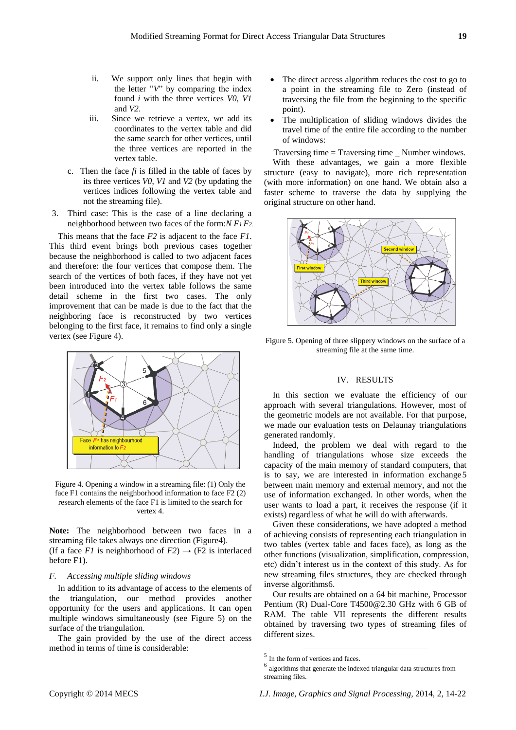ii. We support only lines that begin with the letter "V" by comparing the index found *i* with the three vertices *V0*, *V1* and *V2*.

iii. Since we retrieve a vertex, we add its coordinates to the vertex table and did the same search for other vertices, until the three vertices are reported in the vertex table.

c. Then the face *fi* is filled in the table of faces by its three vertices *V0*, *V1* and *V2* (by updating the vertices indices following the vertex table and not the streaming file).

3. Third case: This is the case of a line declaring a neighborhood between two faces of the form:*N* $F_1$ $F_2$.

This means that the face *F2* is adjacent to the face *F1*. This third event brings both previous cases together because the neighborhood is called to two adjacent faces and therefore: the four vertices that compose them. The search of the vertices of both faces, if they have not yet been introduced into the vertex table follows the same detail scheme in the first two cases. The only improvement that can be made is due to the fact that the neighboring face is reconstructed by two vertices belonging to the first face, it remains to find only a single vertex (see Figure 4).

Figure 4. Opening a window in a streaming file: (1) Only the face F1 contains the neighborhood information to face F2 (2) research elements of the face F1 is limited to the search for vertex 4.

**Note:** The neighborhood between two faces in a streaming file takes always one direction (Figure4).
(If a face *F1* is neighborhood of *F2*) → (F2 is interlaced before F1).

### F. Accessing multiple sliding windows

In addition to its advantage of access to the elements of the triangulation, our method provides another opportunity for the users and applications. It can open multiple windows simultaneously (see Figure 5) on the surface of the triangulation.

The gain provided by the use of the direct access method in terms of time is considerable:

- The direct access algorithm reduces the cost to go to a point in the streaming file to Zero (instead of traversing the file from the beginning to the specific point).
- The multiplication of sliding windows divides the travel time of the entire file according to the number of windows:

Traversing time = Traversing time _ Number windows.

With these advantages, we gain a more flexible structure (easy to navigate), more rich representation (with more information) on one hand. We obtain also a faster scheme to traverse the data by supplying the original structure on other hand.

Figure 5. Opening of three slippery windows on the surface of a streaming file at the same time.

## IV. RESULTS

In this section we evaluate the efficiency of our approach with several triangulations. However, most of the geometric models are not available. For that purpose, we made our evaluation tests on Delaunay triangulations generated randomly.

Indeed, the problem we deal with regard to the handling of triangulations whose size exceeds the capacity of the main memory of standard computers, that is to say, we are interested in information exchange[5] between main memory and external memory, and not the use of information exchanged. In other words, when the user wants to load a part, it receives the response (if it exists) regardless of what he will do with afterwards.

Given these considerations, we have adopted a method of achieving consists of representing each triangulation in two tables (vertex table and faces face), as long as the other functions (visualization, simplification, compression, etc) didn't interest us in the context of this study. As for new streaming files structures, they are checked through inverse algorithms[6].

Our results are obtained on a 64 bit machine, Processor Pentium (R) Dual-Core T4500@2.30 GHz with 6 GB of RAM. The table VII represents the different results obtained by traversing two types of streaming files of different sizes.

---

[5] In the form of vertices and faces.

[6] algorithms that generate the indexed triangular data structures from streaming files.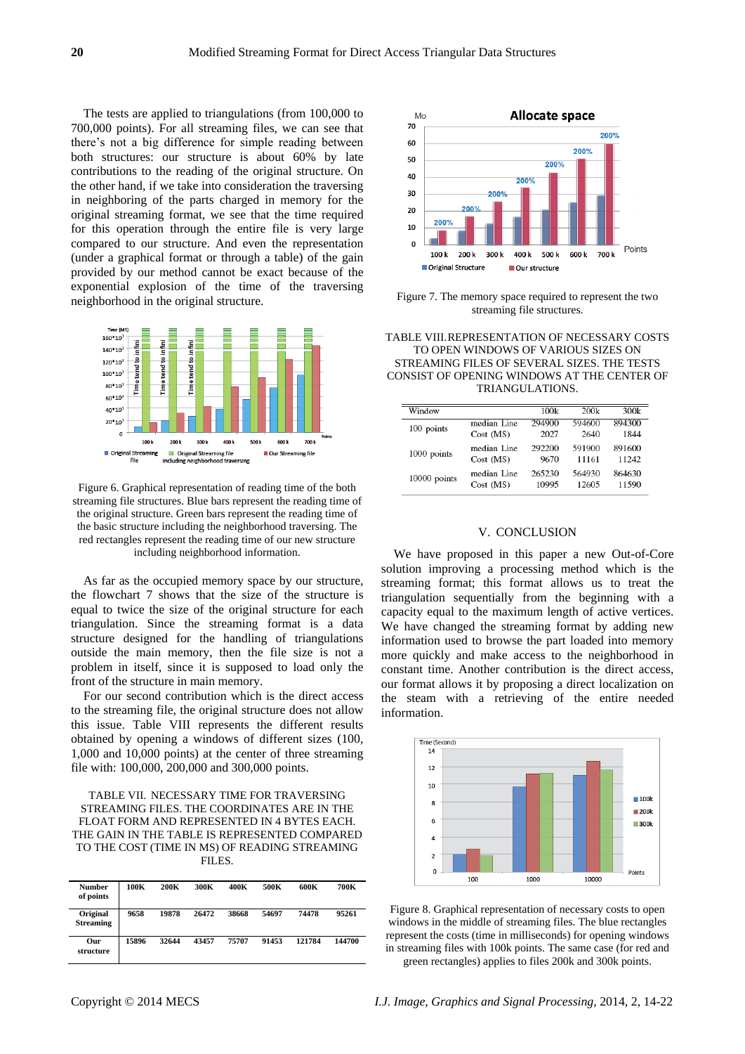The tests are applied to triangulations (from 100,000 to 700,000 points). For all streaming files, we can see that there's not a big difference for simple reading between both structures: our structure is about 60% by late contributions to the reading of the original structure. On the other hand, if we take into consideration the traversing in neighboring of the parts charged in memory for the original streaming format, we see that the time required for this operation through the entire file is very large compared to our structure. And even the representation (under a graphical format or through a table) of the gain provided by our method cannot be exact because of the exponential explosion of the time of the traversing neighborhood in the original structure.

Figure 6. Graphical representation of reading time of the both streaming file structures. Blue bars represent the reading time of the original structure. Green bars represent the reading time of the basic structure including the neighborhood traversing. The red rectangles represent the reading time of our new structure including neighborhood information.

As far as the occupied memory space by our structure, the flowchart 7 shows that the size of the structure is equal to twice the size of the original structure for each triangulation. Since the streaming format is a data structure designed for the handling of triangulations outside the main memory, then the file size is not a problem in itself, since it is supposed to load only the front of the structure in main memory.

For our second contribution which is the direct access to the streaming file, the original structure does not allow this issue. Table VIII represents the different results obtained by opening a windows of different sizes (100, 1,000 and 10,000 points) at the center of three streaming file with: 100,000, 200,000 and 300,000 points.

TABLE VII. NECESSARY TIME FOR TRAVERSING STREAMING FILES. THE COORDINATES ARE IN THE FLOAT FORM AND REPRESENTED IN 4 BYTES EACH. THE GAIN IN THE TABLE IS REPRESENTED COMPARED TO THE COST (TIME IN MS) OF READING STREAMING FILES.

| Number of points | 100K | 200K | 300K | 400K | 500K | 600K | 700K |
|---|---|---|---|---|---|---|---|
| Original Streaming | 9658 | 19878 | 26472 | 38668 | 54697 | 74478 | 95261 |
| Our structure | 15896 | 32644 | 43457 | 75707 | 91453 | 121784 | 144700 |

Figure 7. The memory space required to represent the two streaming file structures.

TABLE VIII. REPRESENTATION OF NECESSARY COSTS TO OPEN WINDOWS OF VARIOUS SIZES ON STREAMING FILES OF SEVERAL SIZES. THE TESTS CONSIST OF OPENING WINDOWS AT THE CENTER OF TRIANGULATIONS.

| Window | | 100k | 200k | 300k |
|---|---|---|---|---|
| 100 points | median Line | 294900 | 594600 | 894300 |
| | Cost (MS) | 2027 | 2640 | 1844 |
| 1000 points | median Line | 292200 | 591900 | 891600 |
| | Cost (MS) | 9670 | 11161 | 11242 |
| 10000 points | median Line | 265230 | 564930 | 864630 |
| | Cost (MS) | 10995 | 12605 | 11590 |

## V. CONCLUSION

We have proposed in this paper a new Out-of-Core solution improving a processing method which is the streaming format; this format allows us to treat the triangulation sequentially from the beginning with a capacity equal to the maximum length of active vertices. We have changed the streaming format by adding new information used to browse the part loaded into memory more quickly and make access to the neighborhood in constant time. Another contribution is the direct access, our format allows it by proposing a direct localization on the steam with a retrieving of the entire needed information.

Figure 8. Graphical representation of necessary costs to open windows in the middle of streaming files. The blue rectangles represent the costs (time in milliseconds) for opening windows in streaming files with 100k points. The same case (for red and green rectangles) applies to files 200k and 300k points.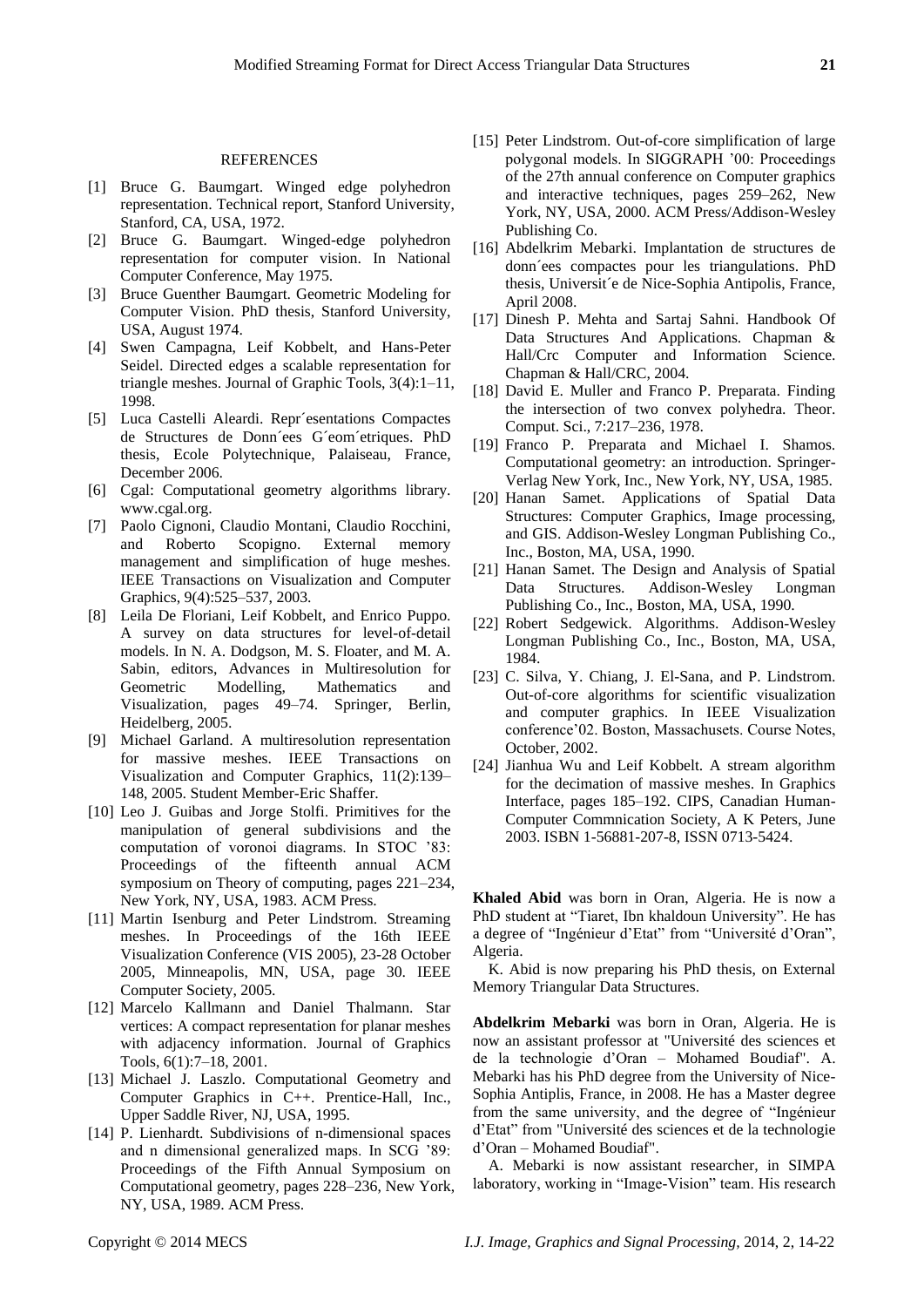## REFERENCES

[1] Bruce G. Baumgart. Winged edge polyhedron representation. Technical report, Stanford University, Stanford, CA, USA, 1972.

[2] Bruce G. Baumgart. Winged-edge polyhedron representation for computer vision. In National Computer Conference, May 1975.

[3] Bruce Guenther Baumgart. Geometric Modeling for Computer Vision. PhD thesis, Stanford University, USA, August 1974.

[4] Swen Campagna, Leif Kobbelt, and Hans-Peter Seidel. Directed edges a scalable representation for triangle meshes. Journal of Graphic Tools, 3(4):1–11, 1998.

[5] Luca Castelli Aleardi. Repr´esentations Compactes de Structures de Donn´ees G´eom´etriques. PhD thesis, Ecole Polytechnique, Palaiseau, France, December 2006.

[6] Cgal: Computational geometry algorithms library. www.cgal.org.

[7] Paolo Cignoni, Claudio Montani, Claudio Rocchini, and Roberto Scopigno. External memory management and simplification of huge meshes. IEEE Transactions on Visualization and Computer Graphics, 9(4):525–537, 2003.

[8] Leila De Floriani, Leif Kobbelt, and Enrico Puppo. A survey on data structures for level-of-detail models. In N. A. Dodgson, M. S. Floater, and M. A. Sabin, editors, Advances in Multiresolution for Geometric Modelling, Mathematics and Visualization, pages 49–74. Springer, Berlin, Heidelberg, 2005.

[9] Michael Garland. A multiresolution representation for massive meshes. IEEE Transactions on Visualization and Computer Graphics, 11(2):139–148, 2005. Student Member-Eric Shaffer.

[10] Leo J. Guibas and Jorge Stolfi. Primitives for the manipulation of general subdivisions and the computation of voronoi diagrams. In STOC '83: Proceedings of the fifteenth annual ACM symposium on Theory of computing, pages 221–234, New York, NY, USA, 1983. ACM Press.

[11] Martin Isenburg and Peter Lindstrom. Streaming meshes. In Proceedings of the 16th IEEE Visualization Conference (VIS 2005), 23-28 October 2005, Minneapolis, MN, USA, page 30. IEEE Computer Society, 2005.

[12] Marcelo Kallmann and Daniel Thalmann. Star vertices: A compact representation for planar meshes with adjacency information. Journal of Graphics Tools, 6(1):7–18, 2001.

[13] Michael J. Laszlo. Computational Geometry and Computer Graphics in C++. Prentice-Hall, Inc., Upper Saddle River, NJ, USA, 1995.

[14] P. Lienhardt. Subdivisions of n-dimensional spaces and n dimensional generalized maps. In SCG '89: Proceedings of the Fifth Annual Symposium on Computational geometry, pages 228–236, New York, NY, USA, 1989. ACM Press.

[15] Peter Lindstrom. Out-of-core simplification of large polygonal models. In SIGGRAPH '00: Proceedings of the 27th annual conference on Computer graphics and interactive techniques, pages 259–262, New York, NY, USA, 2000. ACM Press/Addison-Wesley Publishing Co.

[16] Abdelkrim Mebarki. Implantation de structures de donn´ees compactes pour les triangulations. PhD thesis, Universit´e de Nice-Sophia Antipolis, France, April 2008.

[17] Dinesh P. Mehta and Sartaj Sahni. Handbook Of Data Structures And Applications. Chapman & Hall/Crc Computer and Information Science. Chapman & Hall/CRC, 2004.

[18] David E. Muller and Franco P. Preparata. Finding the intersection of two convex polyhedra. Theor. Comput. Sci., 7:217–236, 1978.

[19] Franco P. Preparata and Michael I. Shamos. Computational geometry: an introduction. Springer-Verlag New York, Inc., New York, NY, USA, 1985.

[20] Hanan Samet. Applications of Spatial Data Structures: Computer Graphics, Image processing, and GIS. Addison-Wesley Longman Publishing Co., Inc., Boston, MA, USA, 1990.

[21] Hanan Samet. The Design and Analysis of Spatial Data Structures. Addison-Wesley Longman Publishing Co., Inc., Boston, MA, USA, 1990.

[22] Robert Sedgewick. Algorithms. Addison-Wesley Longman Publishing Co., Inc., Boston, MA, USA, 1984.

[23] C. Silva, Y. Chiang, J. El-Sana, and P. Lindstrom. Out-of-core algorithms for scientific visualization and computer graphics. In IEEE Visualization conference'02. Boston, Massachusets. Course Notes, October, 2002.

[24] Jianhua Wu and Leif Kobbelt. A stream algorithm for the decimation of massive meshes. In Graphics Interface, pages 185–192. CIPS, Canadian Human-Computer Commnication Society, A K Peters, June 2003. ISBN 1-56881-207-8, ISSN 0713-5424.

**Khaled Abid** was born in Oran, Algeria. He is now a PhD student at "Tiaret, Ibn khaldoun University". He has a degree of "Ingénieur d'Etat" from "Université d'Oran", Algeria.

K. Abid is now preparing his PhD thesis, on External Memory Triangular Data Structures.

**Abdelkrim Mebarki** was born in Oran, Algeria. He is now an assistant professor at "Université des sciences et de la technologie d'Oran – Mohamed Boudiaf". A. Mebarki has his PhD degree from the University of Nice-Sophia Antiplis, France, in 2008. He has a Master degree from the same university, and the degree of "Ingénieur d'Etat" from "Université des sciences et de la technologie d'Oran – Mohamed Boudiaf".

A. Mebarki is now assistant researcher, in SIMPA laboratory, working in "Image-Vision" team. His research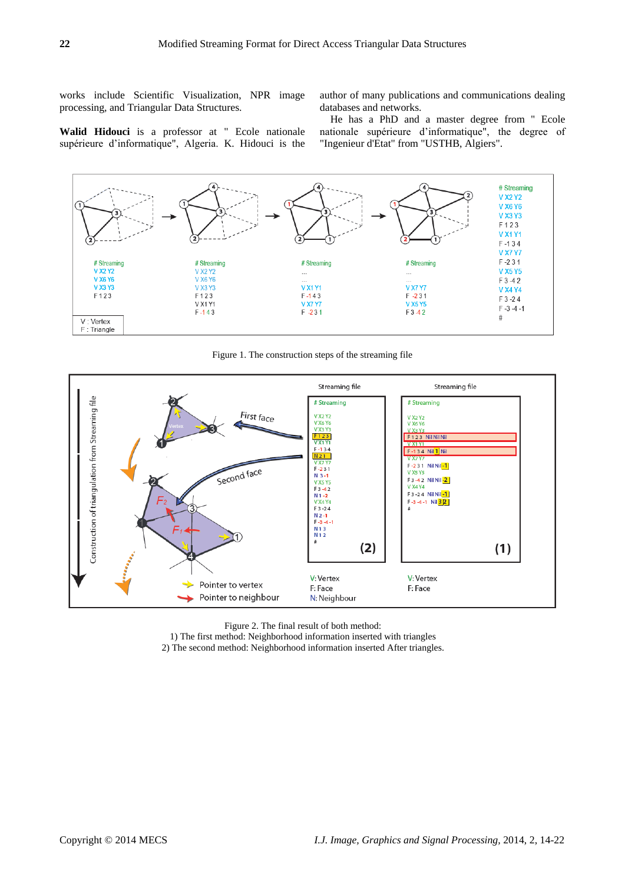works include Scientific Visualization, NPR image processing, and Triangular Data Structures.

**Walid Hidouci** is a professor at " Ecole nationale supérieure d'informatique", Algeria. K. Hidouci is the author of many publications and communications dealing databases and networks.

He has a PhD and a master degree from " Ecole nationale supérieure d'informatique", the degree of "Ingenieur d'Etat" from "USTHB, Algiers".

Figure 1. The construction steps of the streaming file

Figure 2. The final result of both method:
1) The first method: Neighborhood information inserted with triangles
2) The second method: Neighborhood information inserted After triangles.